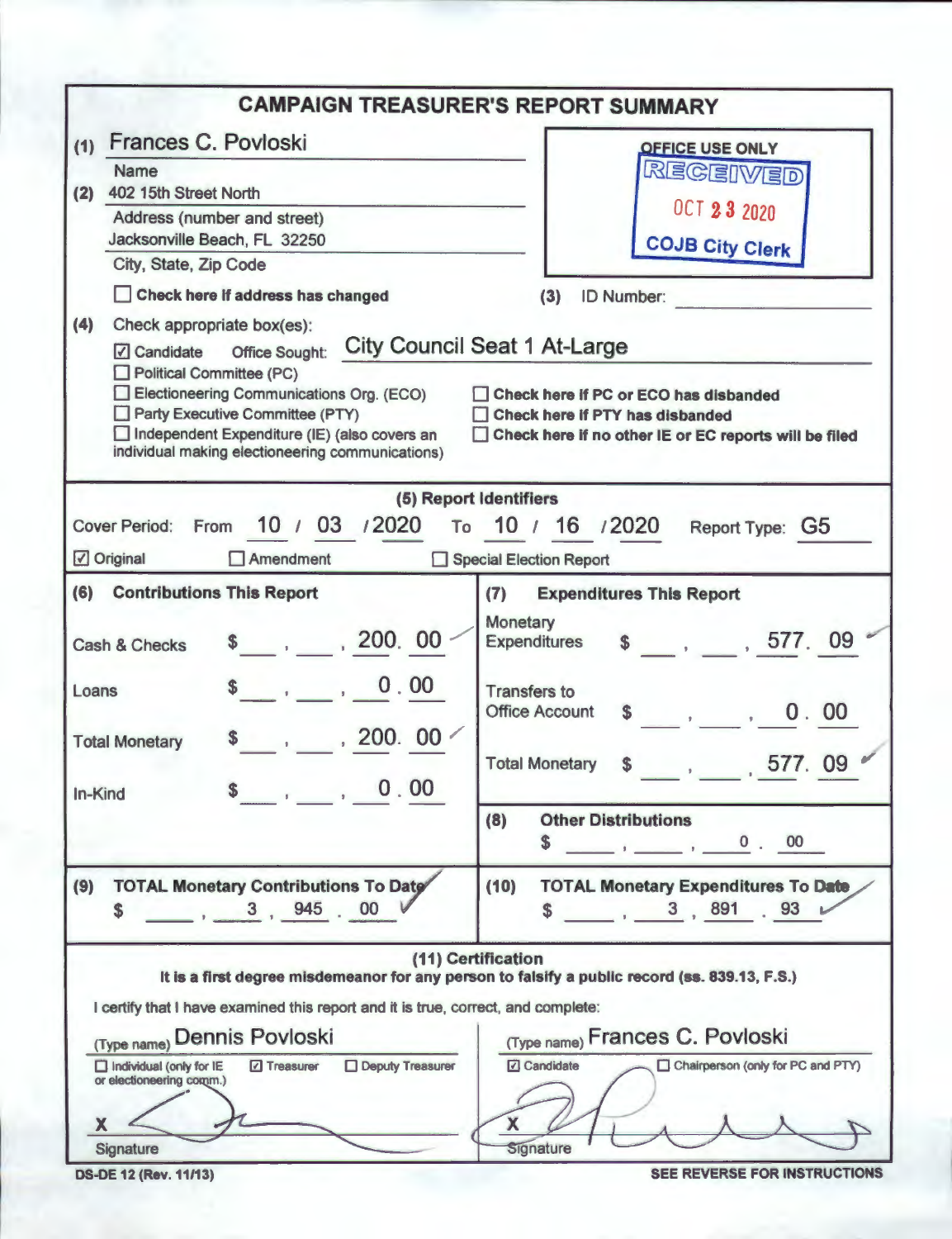# CAMPAIGN TREASURER'S REPORT SUMMARY

(1) Frances C. Povloski
Name

(2) 402 15th Street North
Address (number and street)
Jacksonville Beach, FL 32250
City, State, Zip Code

☐ Check here if address has changed

**OFFICE USE ONLY**
RECEIVED
OCT 23 2020
COJB City Clerk

(3) ID Number: ________

(4) Check appropriate box(es):

- ☑ Candidate Office Sought: City Council Seat 1 At-Large
- ☐ Political Committee (PC)
- ☐ Electioneering Communications Org. (ECO)
- ☐ Party Executive Committee (PTY)
- ☐ Independent Expenditure (IE) (also covers an individual making electioneering communications)

- ☐ Check here if PC or ECO has disbanded
- ☐ Check here if PTY has disbanded
- ☐ Check here if no other IE or EC reports will be filed

## (5) Report Identifiers

Cover Period: From 10 / 03 /2020 To 10 / 16 /2020 Report Type: G5

☑ Original ☐ Amendment ☐ Special Election Report

| (6) Contributions This Report | | (7) Expenditures This Report | |
|---|---|---|---|
| Cash & Checks | $ 200.00 | Monetary Expenditures | $ 577.09 |
| Loans | $ 0.00 | Transfers to Office Account | $ 0.00 |
| Total Monetary | $ 200.00 | Total Monetary | $ 577.09 |
| In-Kind | $ 0.00 | (8) Other Distributions | $ 0.00 |
| (9) TOTAL Monetary Contributions To Date | $ 3,945.00 | (10) TOTAL Monetary Expenditures To Date | $ 3,891.93 |

## (11) Certification

**It is a first degree misdemeanor for any person to falsify a public record (ss. 839.13, F.S.)**

I certify that I have examined this report and it is true, correct, and complete:

(Type name) Dennis Povloski
☐ Individual (only for IE or electioneering comm.) ☑ Treasurer ☐ Deputy Treasurer
X [signature]
Signature

(Type name) Frances C. Povloski
☑ Candidate ☐ Chairperson (only for PC and PTY)
X [signature]
Signature

DS-DE 12 (Rev. 11/13)

SEE REVERSE FOR INSTRUCTIONS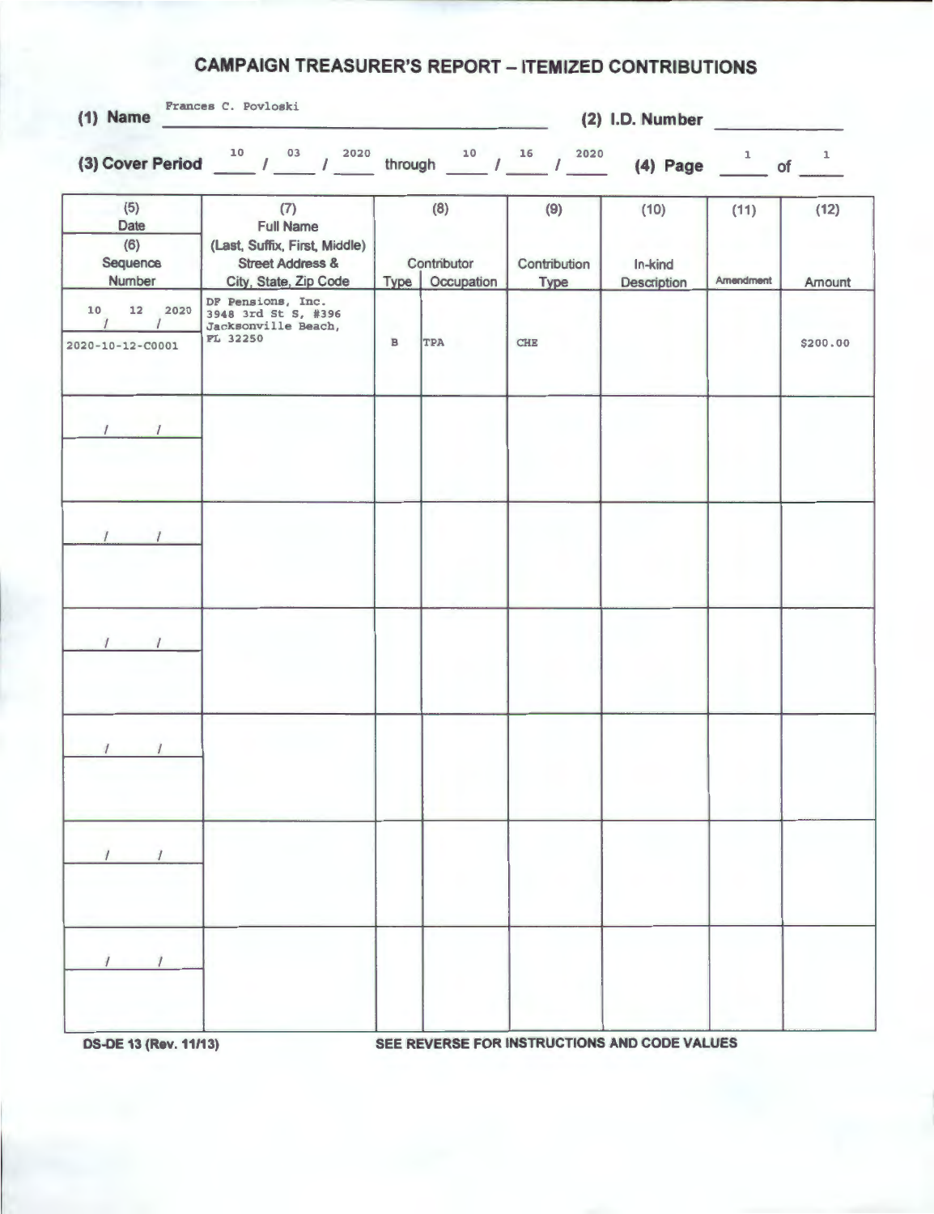# CAMPAIGN TREASURER'S REPORT – ITEMIZED CONTRIBUTIONS

**(1) Name** Frances C. Povloski **(2) I.D. Number** ______

**(3) Cover Period** 10 / 03 / 2020 through 10 / 16 / 2020 **(4) Page** 1 of 1

| (5) Date / (6) Sequence Number | (7) Full Name (Last, Suffix, First, Middle) Street Address & City, State, Zip Code | (8) Contributor Type | Occupation | (9) Contribution Type | (10) In-kind Description | (11) Amendment | (12) Amount |
|---|---|---|---|---|---|---|---|
| 10 / 12 / 2020<br>2020-10-12-C0001 | DF Pensions, Inc.<br>3948 3rd St S, #396<br>Jacksonville Beach, FL 32250 | B | TPA | CHE | | | $200.00 |
| / / | | | | | | | |
| / / | | | | | | | |
| / / | | | | | | | |
| / / | | | | | | | |
| / / | | | | | | | |
| / / | | | | | | | |

DS-DE 13 (Rev. 11/13) SEE REVERSE FOR INSTRUCTIONS AND CODE VALUES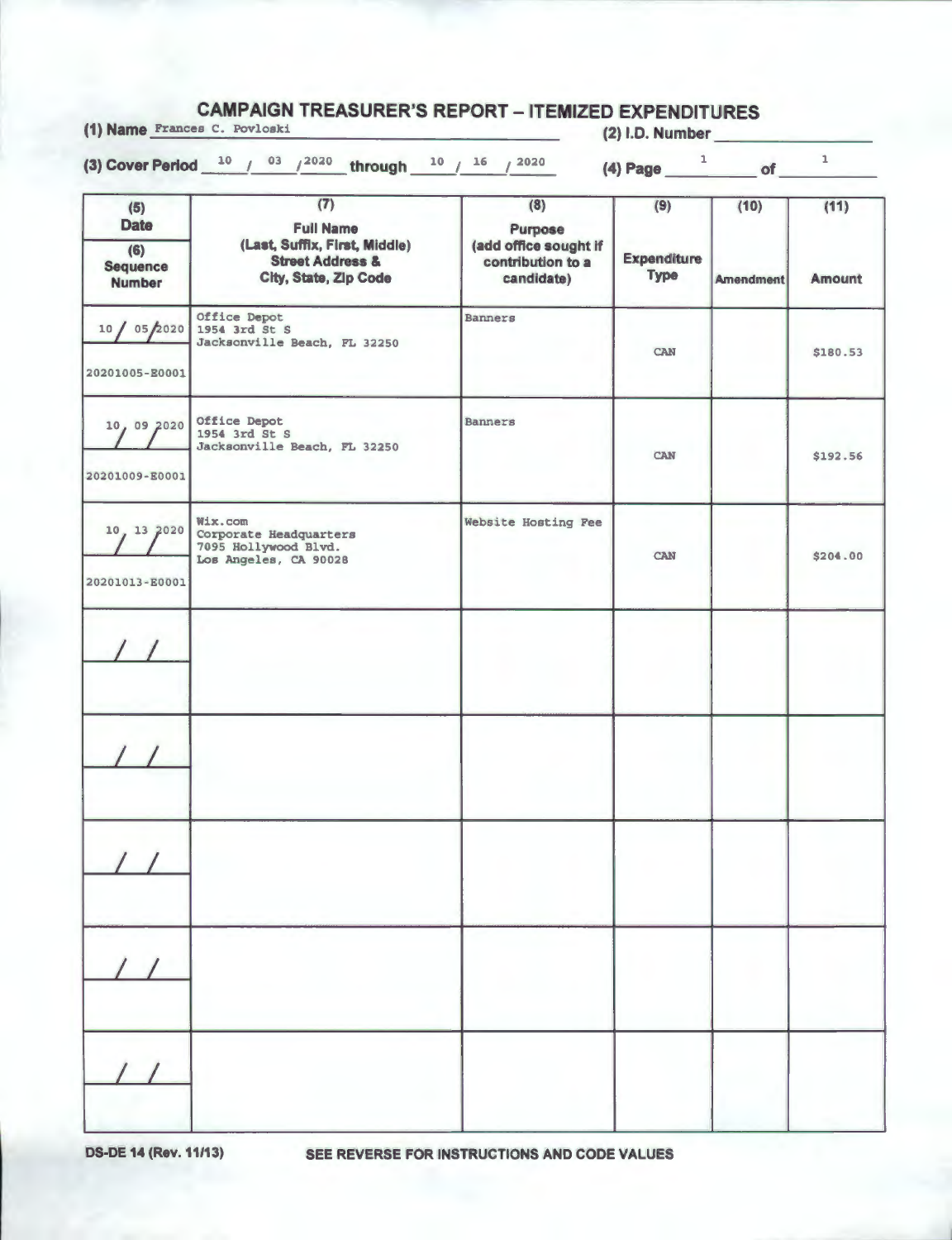# CAMPAIGN TREASURER'S REPORT – ITEMIZED EXPENDITURES

**(1) Name** Frances C. Povloski **(2) I.D. Number** ______

**(3) Cover Period** 10 / 03 / 2020 **through** 10 / 16 / 2020 **(4) Page** 1 **of** 1

| (5) Date / (6) Sequence Number | (7) Full Name (Last, Suffix, First, Middle) Street Address & City, State, Zip Code | (8) Purpose (add office sought if contribution to a candidate) | (9) Expenditure Type | (10) Amendment | (11) Amount |
|---|---|---|---|---|---|
| 10 / 05 / 2020<br>20201005-E0001 | Office Depot<br>1954 3rd St S<br>Jacksonville Beach, FL 32250 | Banners | CAN | | $180.53 |
| 10 / 09 / 2020<br>20201009-E0001 | Office Depot<br>1954 3rd St S<br>Jacksonville Beach, FL 32250 | Banners | CAN | | $192.56 |
| 10 / 13 / 2020<br>20201013-E0001 | Wix.com<br>Corporate Headquarters<br>7095 Hollywood Blvd.<br>Los Angeles, CA 90028 | Website Hosting Fee | CAN | | $204.00 |
| / / | | | | | |
| / / | | | | | |
| / / | | | | | |
| / / | | | | | |
| / / | | | | | |

DS-DE 14 (Rev. 11/13) SEE REVERSE FOR INSTRUCTIONS AND CODE VALUES